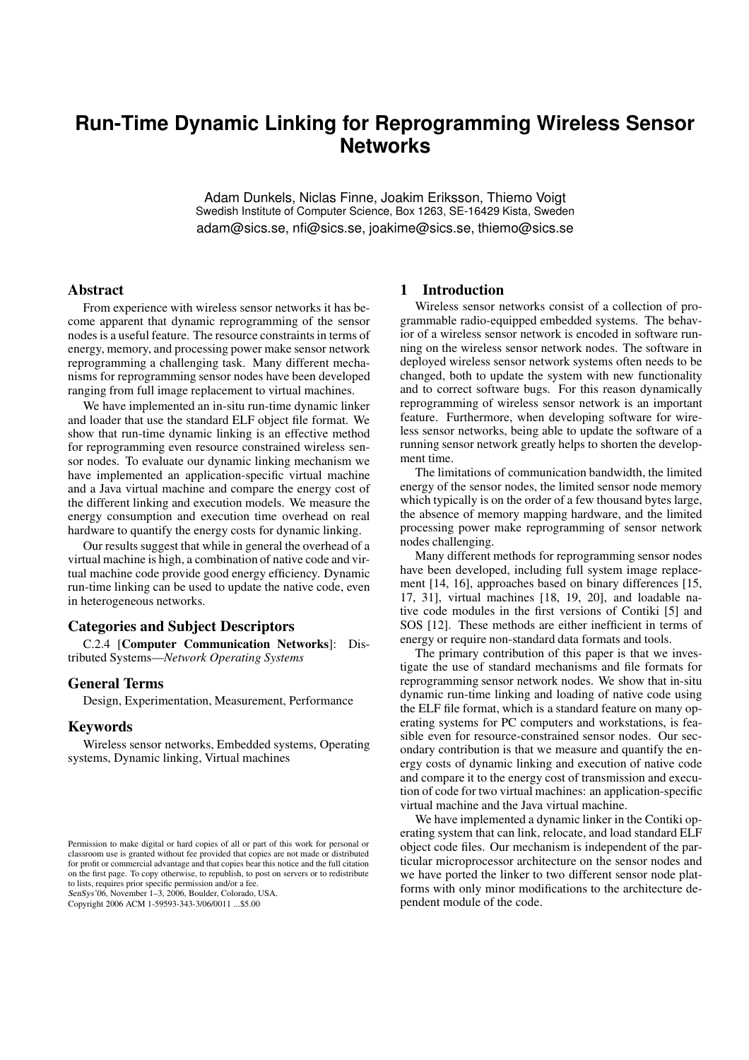# Run-Time Dynamic Linking for Reprogramming Wireless Sensor Networks

Adam Dunkels, Niclas Finne, Joakim Eriksson, Thiemo Voigt
Swedish Institute of Computer Science, Box 1263, SE-16429 Kista, Sweden
adam@sics.se, nfi@sics.se, joakime@sics.se, thiemo@sics.se

## Abstract

From experience with wireless sensor networks it has become apparent that dynamic reprogramming of the sensor nodes is a useful feature. The resource constraints in terms of energy, memory, and processing power make sensor network reprogramming a challenging task. Many different mechanisms for reprogramming sensor nodes have been developed ranging from full image replacement to virtual machines.

We have implemented an in-situ run-time dynamic linker and loader that use the standard ELF object file format. We show that run-time dynamic linking is an effective method for reprogramming even resource constrained wireless sensor nodes. To evaluate our dynamic linking mechanism we have implemented an application-specific virtual machine and a Java virtual machine and compare the energy cost of the different linking and execution models. We measure the energy consumption and execution time overhead on real hardware to quantify the energy costs for dynamic linking.

Our results suggest that while in general the overhead of a virtual machine is high, a combination of native code and virtual machine code provide good energy efficiency. Dynamic run-time linking can be used to update the native code, even in heterogeneous networks.

## Categories and Subject Descriptors

C.2.4 [**Computer Communication Networks**]: Distributed Systems—*Network Operating Systems*

## General Terms

Design, Experimentation, Measurement, Performance

## Keywords

Wireless sensor networks, Embedded systems, Operating systems, Dynamic linking, Virtual machines

Permission to make digital or hard copies of all or part of this work for personal or classroom use is granted without fee provided that copies are not made or distributed for profit or commercial advantage and that copies bear this notice and the full citation on the first page. To copy otherwise, to republish, to post on servers or to redistribute to lists, requires prior specific permission and/or a fee.
*SenSys'06*, November 1–3, 2006, Boulder, Colorado, USA.
Copyright 2006 ACM 1-59593-343-3/06/0011 ...$5.00

## 1 Introduction

Wireless sensor networks consist of a collection of programmable radio-equipped embedded systems. The behavior of a wireless sensor network is encoded in software running on the wireless sensor network nodes. The software in deployed wireless sensor network systems often needs to be changed, both to update the system with new functionality and to correct software bugs. For this reason dynamically reprogramming of wireless sensor network is an important feature. Furthermore, when developing software for wireless sensor networks, being able to update the software of a running sensor network greatly helps to shorten the development time.

The limitations of communication bandwidth, the limited energy of the sensor nodes, the limited sensor node memory which typically is on the order of a few thousand bytes large, the absence of memory mapping hardware, and the limited processing power make reprogramming of sensor network nodes challenging.

Many different methods for reprogramming sensor nodes have been developed, including full system image replacement [14, 16], approaches based on binary differences [15, 17, 31], virtual machines [18, 19, 20], and loadable native code modules in the first versions of Contiki [5] and SOS [12]. These methods are either inefficient in terms of energy or require non-standard data formats and tools.

The primary contribution of this paper is that we investigate the use of standard mechanisms and file formats for reprogramming sensor network nodes. We show that in-situ dynamic run-time linking and loading of native code using the ELF file format, which is a standard feature on many operating systems for PC computers and workstations, is feasible even for resource-constrained sensor nodes. Our secondary contribution is that we measure and quantify the energy costs of dynamic linking and execution of native code and compare it to the energy cost of transmission and execution of code for two virtual machines: an application-specific virtual machine and the Java virtual machine.

We have implemented a dynamic linker in the Contiki operating system that can link, relocate, and load standard ELF object code files. Our mechanism is independent of the particular microprocessor architecture on the sensor nodes and we have ported the linker to two different sensor node platforms with only minor modifications to the architecture dependent module of the code.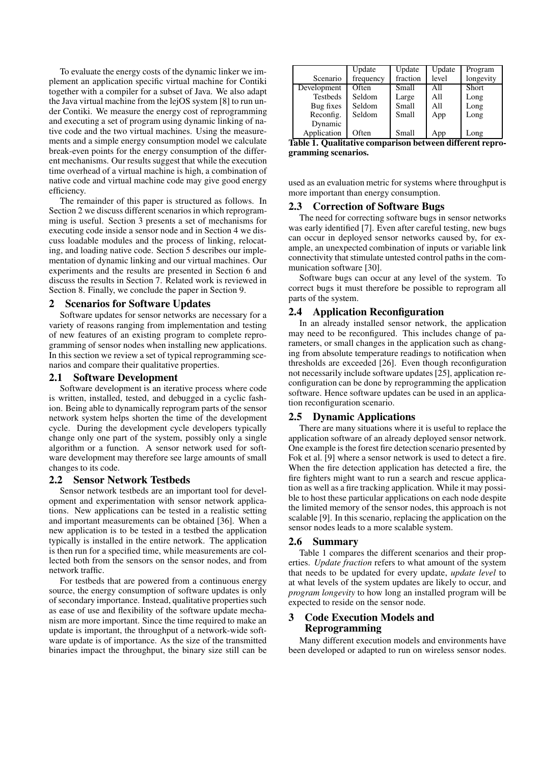To evaluate the energy costs of the dynamic linker we implement an application specific virtual machine for Contiki together with a compiler for a subset of Java. We also adapt the Java virtual machine from the lejOS system [8] to run under Contiki. We measure the energy cost of reprogramming and executing a set of program using dynamic linking of native code and the two virtual machines. Using the measurements and a simple energy consumption model we calculate break-even points for the energy consumption of the different mechanisms. Our results suggest that while the execution time overhead of a virtual machine is high, a combination of native code and virtual machine code may give good energy efficiency.

The remainder of this paper is structured as follows. In Section 2 we discuss different scenarios in which reprogramming is useful. Section 3 presents a set of mechanisms for executing code inside a sensor node and in Section 4 we discuss loadable modules and the process of linking, relocating, and loading native code. Section 5 describes our implementation of dynamic linking and our virtual machines. Our experiments and the results are presented in Section 6 and discuss the results in Section 7. Related work is reviewed in Section 8. Finally, we conclude the paper in Section 9.

## 2 Scenarios for Software Updates

Software updates for sensor networks are necessary for a variety of reasons ranging from implementation and testing of new features of an existing program to complete reprogramming of sensor nodes when installing new applications. In this section we review a set of typical reprogramming scenarios and compare their qualitative properties.

### 2.1 Software Development

Software development is an iterative process where code is written, installed, tested, and debugged in a cyclic fashion. Being able to dynamically reprogram parts of the sensor network system helps shorten the time of the development cycle. During the development cycle developers typically change only one part of the system, possibly only a single algorithm or a function. A sensor network used for software development may therefore see large amounts of small changes to its code.

### 2.2 Sensor Network Testbeds

Sensor network testbeds are an important tool for development and experimentation with sensor network applications. New applications can be tested in a realistic setting and important measurements can be obtained [36]. When a new application is to be tested in a testbed the application typically is installed in the entire network. The application is then run for a specified time, while measurements are collected both from the sensors on the sensor nodes, and from network traffic.

For testbeds that are powered from a continuous energy source, the energy consumption of software updates is only of secondary importance. Instead, qualitative properties such as ease of use and flexibility of the software update mechanism are more important. Since the time required to make an update is important, the throughput of a network-wide software update is of importance. As the size of the transmitted binaries impact the throughput, the binary size still can be used as an evaluation metric for systems where throughput is more important than energy consumption.

| Scenario | Update frequency | Update fraction | Update level | Program longevity |
|---|---|---|---|---|
| Development | Often | Small | All | Short |
| Testbeds | Seldom | Large | All | Long |
| Bug fixes | Seldom | Small | All | Long |
| Reconfig. | Seldom | Small | App | Long |
| Dynamic Application | Often | Small | App | Long |

**Table 1. Qualitative comparison between different reprogramming scenarios.**

### 2.3 Correction of Software Bugs

The need for correcting software bugs in sensor networks was early identified [7]. Even after careful testing, new bugs can occur in deployed sensor networks caused by, for example, an unexpected combination of inputs or variable link connectivity that stimulate untested control paths in the communication software [30].

Software bugs can occur at any level of the system. To correct bugs it must therefore be possible to reprogram all parts of the system.

### 2.4 Application Reconfiguration

In an already installed sensor network, the application may need to be reconfigured. This includes change of parameters, or small changes in the application such as changing from absolute temperature readings to notification when thresholds are exceeded [26]. Even though reconfiguration not necessarily include software updates [25], application reconfiguration can be done by reprogramming the application software. Hence software updates can be used in an application reconfiguration scenario.

### 2.5 Dynamic Applications

There are many situations where it is useful to replace the application software of an already deployed sensor network. One example is the forest fire detection scenario presented by Fok et al. [9] where a sensor network is used to detect a fire. When the fire detection application has detected a fire, the fire fighters might want to run a search and rescue application as well as a fire tracking application. While it may possible to host these particular applications on each node despite the limited memory of the sensor nodes, this approach is not scalable [9]. In this scenario, replacing the application on the sensor nodes leads to a more scalable system.

### 2.6 Summary

Table 1 compares the different scenarios and their properties. *Update fraction* refers to what amount of the system that needs to be updated for every update, *update level* to at what levels of the system updates are likely to occur, and *program longevity* to how long an installed program will be expected to reside on the sensor node.

## 3 Code Execution Models and Reprogramming

Many different execution models and environments have been developed or adapted to run on wireless sensor nodes.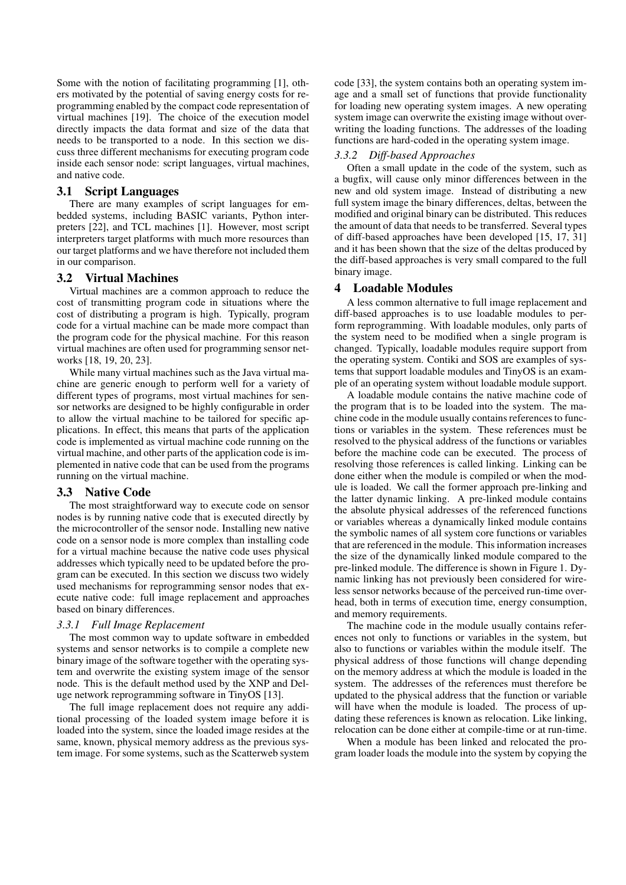Some with the notion of facilitating programming [1], others motivated by the potential of saving energy costs for reprogramming enabled by the compact code representation of virtual machines [19]. The choice of the execution model directly impacts the data format and size of the data that needs to be transported to a node. In this section we discuss three different mechanisms for executing program code inside each sensor node: script languages, virtual machines, and native code.

## 3.1 Script Languages

There are many examples of script languages for embedded systems, including BASIC variants, Python interpreters [22], and TCL machines [1]. However, most script interpreters target platforms with much more resources than our target platforms and we have therefore not included them in our comparison.

## 3.2 Virtual Machines

Virtual machines are a common approach to reduce the cost of transmitting program code in situations where the cost of distributing a program is high. Typically, program code for a virtual machine can be made more compact than the program code for the physical machine. For this reason virtual machines are often used for programming sensor networks [18, 19, 20, 23].

While many virtual machines such as the Java virtual machine are generic enough to perform well for a variety of different types of programs, most virtual machines for sensor networks are designed to be highly configurable in order to allow the virtual machine to be tailored for specific applications. In effect, this means that parts of the application code is implemented as virtual machine code running on the virtual machine, and other parts of the application code is implemented in native code that can be used from the programs running on the virtual machine.

## 3.3 Native Code

The most straightforward way to execute code on sensor nodes is by running native code that is executed directly by the microcontroller of the sensor node. Installing new native code on a sensor node is more complex than installing code for a virtual machine because the native code uses physical addresses which typically need to be updated before the program can be executed. In this section we discuss two widely used mechanisms for reprogramming sensor nodes that execute native code: full image replacement and approaches based on binary differences.

### *3.3.1 Full Image Replacement*

The most common way to update software in embedded systems and sensor networks is to compile a complete new binary image of the software together with the operating system and overwrite the existing system image of the sensor node. This is the default method used by the XNP and Deluge network reprogramming software in TinyOS [13].

The full image replacement does not require any additional processing of the loaded system image before it is loaded into the system, since the loaded image resides at the same, known, physical memory address as the previous system image. For some systems, such as the Scatterweb system code [33], the system contains both an operating system image and a small set of functions that provide functionality for loading new operating system images. A new operating system image can overwrite the existing image without overwriting the loading functions. The addresses of the loading functions are hard-coded in the operating system image.

### *3.3.2 Diff-based Approaches*

Often a small update in the code of the system, such as a bugfix, will cause only minor differences between in the new and old system image. Instead of distributing a new full system image the binary differences, deltas, between the modified and original binary can be distributed. This reduces the amount of data that needs to be transferred. Several types of diff-based approaches have been developed [15, 17, 31] and it has been shown that the size of the deltas produced by the diff-based approaches is very small compared to the full binary image.

# 4 Loadable Modules

A less common alternative to full image replacement and diff-based approaches is to use loadable modules to perform reprogramming. With loadable modules, only parts of the system need to be modified when a single program is changed. Typically, loadable modules require support from the operating system. Contiki and SOS are examples of systems that support loadable modules and TinyOS is an example of an operating system without loadable module support.

A loadable module contains the native machine code of the program that is to be loaded into the system. The machine code in the module usually contains references to functions or variables in the system. These references must be resolved to the physical address of the functions or variables before the machine code can be executed. The process of resolving those references is called linking. Linking can be done either when the module is compiled or when the module is loaded. We call the former approach pre-linking and the latter dynamic linking. A pre-linked module contains the absolute physical addresses of the referenced functions or variables whereas a dynamically linked module contains the symbolic names of all system core functions or variables that are referenced in the module. This information increases the size of the dynamically linked module compared to the pre-linked module. The difference is shown in Figure 1. Dynamic linking has not previously been considered for wireless sensor networks because of the perceived run-time overhead, both in terms of execution time, energy consumption, and memory requirements.

The machine code in the module usually contains references not only to functions or variables in the system, but also to functions or variables within the module itself. The physical address of those functions will change depending on the memory address at which the module is loaded in the system. The addresses of the references must therefore be updated to the physical address that the function or variable will have when the module is loaded. The process of updating these references is known as relocation. Like linking, relocation can be done either at compile-time or at run-time.

When a module has been linked and relocated the program loader loads the module into the system by copying the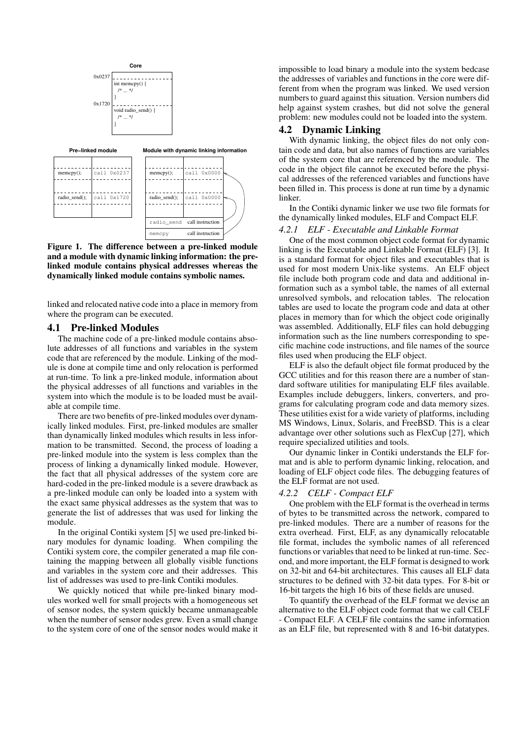Figure 1. The difference between a pre-linked module and a module with dynamic linking information: the pre-linked module contains physical addresses whereas the dynamically linked module contains symbolic names.

linked and relocated native code into a place in memory from where the program can be executed.

## 4.1 Pre-linked Modules

The machine code of a pre-linked module contains absolute addresses of all functions and variables in the system code that are referenced by the module. Linking of the module is done at compile time and only relocation is performed at run-time. To link a pre-linked module, information about the physical addresses of all functions and variables in the system into which the module is to be loaded must be available at compile time.

There are two benefits of pre-linked modules over dynamically linked modules. First, pre-linked modules are smaller than dynamically linked modules which results in less information to be transmitted. Second, the process of loading a pre-linked module into the system is less complex than the process of linking a dynamically linked module. However, the fact that all physical addresses of the system core are hard-coded in the pre-linked module is a severe drawback as a pre-linked module can only be loaded into a system with the exact same physical addresses as the system that was to generate the list of addresses that was used for linking the module.

In the original Contiki system [5] we used pre-linked binary modules for dynamic loading. When compiling the Contiki system core, the compiler generated a map file containing the mapping between all globally visible functions and variables in the system core and their addresses. This list of addresses was used to pre-link Contiki modules.

We quickly noticed that while pre-linked binary modules worked well for small projects with a homogeneous set of sensor nodes, the system quickly became unmanageable when the number of sensor nodes grew. Even a small change to the system core of one of the sensor nodes would make it impossible to load binary a module into the system bedcase the addresses of variables and functions in the core were different from when the program was linked. We used version numbers to guard against this situation. Version numbers did help against system crashes, but did not solve the general problem: new modules could not be loaded into the system.

## 4.2 Dynamic Linking

With dynamic linking, the object files do not only contain code and data, but also names of functions are variables of the system core that are referenced by the module. The code in the object file cannot be executed before the physical addresses of the referenced variables and functions have been filled in. This process is done at run time by a dynamic linker.

In the Contiki dynamic linker we use two file formats for the dynamically linked modules, ELF and Compact ELF.

### *4.2.1 ELF - Executable and Linkable Format*

One of the most common object code format for dynamic linking is the Executable and Linkable Format (ELF) [3]. It is a standard format for object files and executables that is used for most modern Unix-like systems. An ELF object file include both program code and data and additional information such as a symbol table, the names of all external unresolved symbols, and relocation tables. The relocation tables are used to locate the program code and data at other places in memory than for which the object code originally was assembled. Additionally, ELF files can hold debugging information such as the line numbers corresponding to specific machine code instructions, and file names of the source files used when producing the ELF object.

ELF is also the default object file format produced by the GCC utilities and for this reason there are a number of standard software utilities for manipulating ELF files available. Examples include debuggers, linkers, converters, and programs for calculating program code and data memory sizes. These utilities exist for a wide variety of platforms, including MS Windows, Linux, Solaris, and FreeBSD. This is a clear advantage over other solutions such as FlexCup [27], which require specialized utilities and tools.

Our dynamic linker in Contiki understands the ELF format and is able to perform dynamic linking, relocation, and loading of ELF object code files. The debugging features of the ELF format are not used.

### *4.2.2 CELF - Compact ELF*

One problem with the ELF format is the overhead in terms of bytes to be transmitted across the network, compared to pre-linked modules. There are a number of reasons for the extra overhead. First, ELF, as any dynamically relocatable file format, includes the symbolic names of all referenced functions or variables that need to be linked at run-time. Second, and more important, the ELF format is designed to work on 32-bit and 64-bit architectures. This causes all ELF data structures to be defined with 32-bit data types. For 8-bit or 16-bit targets the high 16 bits of these fields are unused.

To quantify the overhead of the ELF format we devise an alternative to the ELF object code format that we call CELF - Compact ELF. A CELF file contains the same information as an ELF file, but represented with 8 and 16-bit datatypes.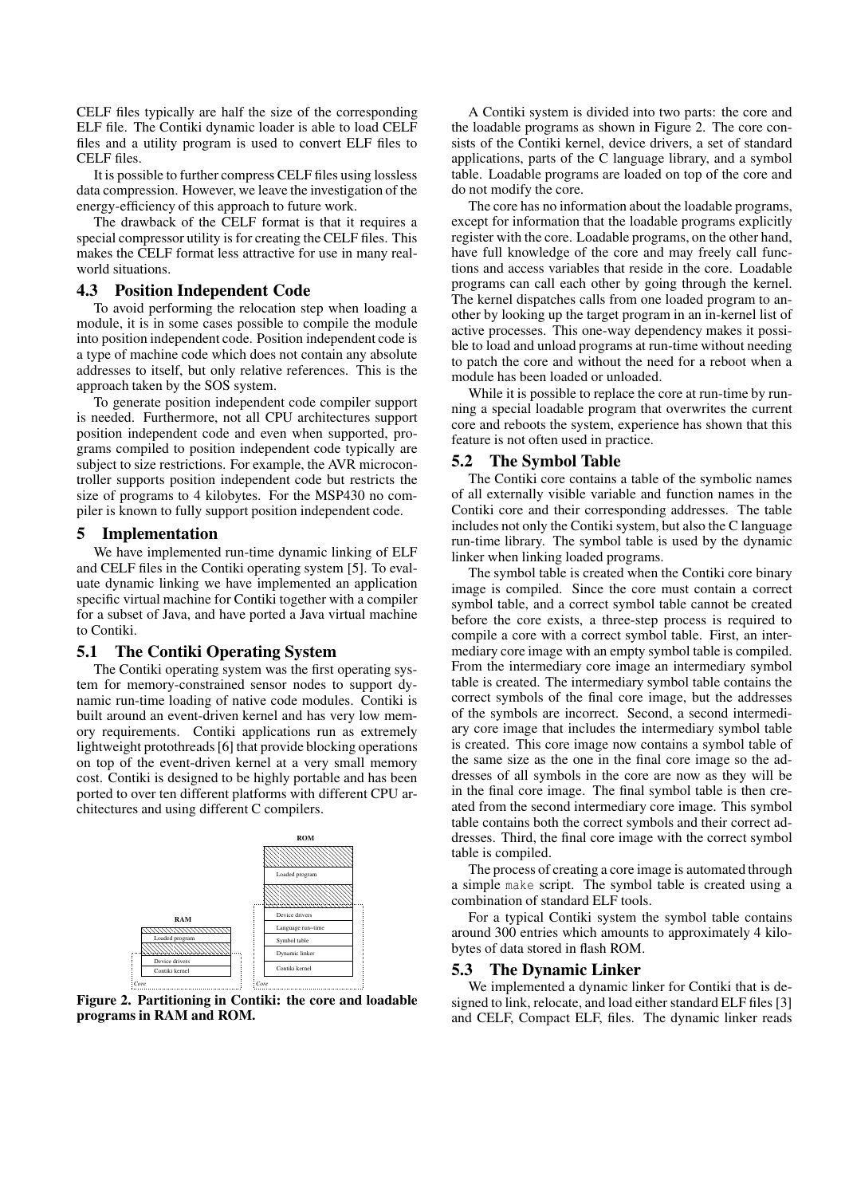CELF files typically are half the size of the corresponding ELF file. The Contiki dynamic loader is able to load CELF files and a utility program is used to convert ELF files to CELF files.

It is possible to further compress CELF files using lossless data compression. However, we leave the investigation of the energy-efficiency of this approach to future work.

The drawback of the CELF format is that it requires a special compressor utility is for creating the CELF files. This makes the CELF format less attractive for use in many real-world situations.

### 4.3 Position Independent Code

To avoid performing the relocation step when loading a module, it is in some cases possible to compile the module into position independent code. Position independent code is a type of machine code which does not contain any absolute addresses to itself, but only relative references. This is the approach taken by the SOS system.

To generate position independent code compiler support is needed. Furthermore, not all CPU architectures support position independent code and even when supported, programs compiled to position independent code typically are subject to size restrictions. For example, the AVR microcontroller supports position independent code but restricts the size of programs to 4 kilobytes. For the MSP430 no compiler is known to fully support position independent code.

## 5 Implementation

We have implemented run-time dynamic linking of ELF and CELF files in the Contiki operating system [5]. To evaluate dynamic linking we have implemented an application specific virtual machine for Contiki together with a compiler for a subset of Java, and have ported a Java virtual machine to Contiki.

### 5.1 The Contiki Operating System

The Contiki operating system was the first operating system for memory-constrained sensor nodes to support dynamic run-time loading of native code modules. Contiki is built around an event-driven kernel and has very low memory requirements. Contiki applications run as extremely lightweight protothreads [6] that provide blocking operations on top of the event-driven kernel at a very small memory cost. Contiki is designed to be highly portable and has been ported to over ten different platforms with different CPU architectures and using different C compilers.

RAM

Loaded program

Device drivers

Contiki kernel

Core

ROM

Loaded program

Device drivers

Language run-time

Symbol table

Dynamic linker

Contiki kernel

Core

**Figure 2. Partitioning in Contiki: the core and loadable programs in RAM and ROM.**

A Contiki system is divided into two parts: the core and the loadable programs as shown in Figure 2. The core consists of the Contiki kernel, device drivers, a set of standard applications, parts of the C language library, and a symbol table. Loadable programs are loaded on top of the core and do not modify the core.

The core has no information about the loadable programs, except for information that the loadable programs explicitly register with the core. Loadable programs, on the other hand, have full knowledge of the core and may freely call functions and access variables that reside in the core. Loadable programs can call each other by going through the kernel. The kernel dispatches calls from one loaded program to another by looking up the target program in an in-kernel list of active processes. This one-way dependency makes it possible to load and unload programs at run-time without needing to patch the core and without the need for a reboot when a module has been loaded or unloaded.

While it is possible to replace the core at run-time by running a special loadable program that overwrites the current core and reboots the system, experience has shown that this feature is not often used in practice.

### 5.2 The Symbol Table

The Contiki core contains a table of the symbolic names of all externally visible variable and function names in the Contiki core and their corresponding addresses. The table includes not only the Contiki system, but also the C language run-time library. The symbol table is used by the dynamic linker when linking loaded programs.

The symbol table is created when the Contiki core binary image is compiled. Since the core must contain a correct symbol table, and a correct symbol table cannot be created before the core exists, a three-step process is required to compile a core with a correct symbol table. First, an intermediary core image with an empty symbol table is compiled. From the intermediary core image an intermediary symbol table is created. The intermediary symbol table contains the correct symbols of the final core image, but the addresses of the symbols are incorrect. Second, a second intermediary core image that includes the intermediary symbol table is created. This core image now contains a symbol table of the same size as the one in the final core image so the addresses of all symbols in the core are now as they will be in the final core image. The final symbol table is then created from the second intermediary core image. This symbol table contains both the correct symbols and their correct addresses. Third, the final core image with the correct symbol table is compiled.

The process of creating a core image is automated through a simple `make` script. The symbol table is created using a combination of standard ELF tools.

For a typical Contiki system the symbol table contains around 300 entries which amounts to approximately 4 kilobytes of data stored in flash ROM.

### 5.3 The Dynamic Linker

We implemented a dynamic linker for Contiki that is designed to link, relocate, and load either standard ELF files [3] and CELF, Compact ELF, files. The dynamic linker reads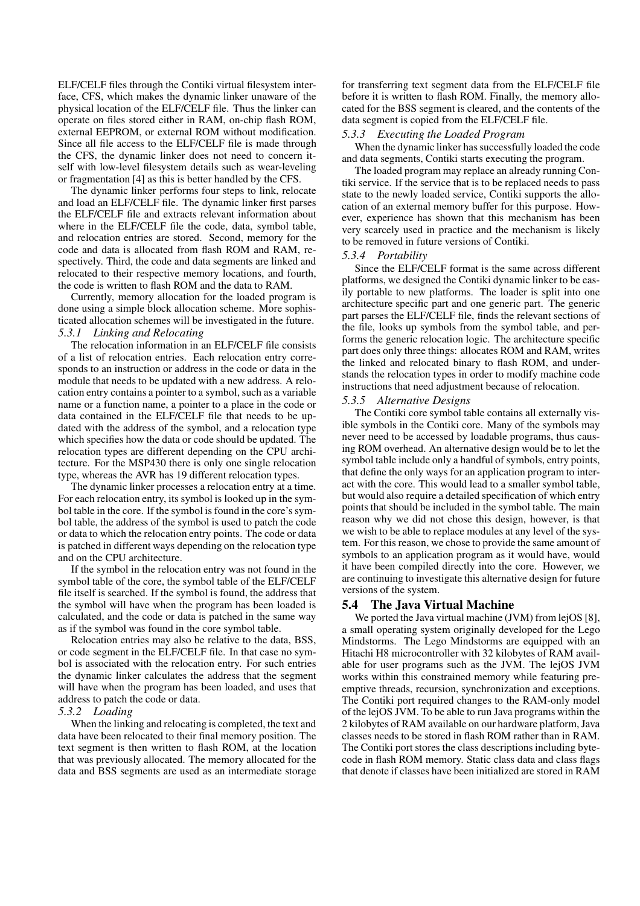ELF/CELF files through the Contiki virtual filesystem interface, CFS, which makes the dynamic linker unaware of the physical location of the ELF/CELF file. Thus the linker can operate on files stored either in RAM, on-chip flash ROM, external EEPROM, or external ROM without modification. Since all file access to the ELF/CELF file is made through the CFS, the dynamic linker does not need to concern itself with low-level filesystem details such as wear-leveling or fragmentation [4] as this is better handled by the CFS.

The dynamic linker performs four steps to link, relocate and load an ELF/CELF file. The dynamic linker first parses the ELF/CELF file and extracts relevant information about where in the ELF/CELF file the code, data, symbol table, and relocation entries are stored. Second, memory for the code and data is allocated from flash ROM and RAM, respectively. Third, the code and data segments are linked and relocated to their respective memory locations, and fourth, the code is written to flash ROM and the data to RAM.

Currently, memory allocation for the loaded program is done using a simple block allocation scheme. More sophisticated allocation schemes will be investigated in the future.

#### *5.3.1 Linking and Relocating*

The relocation information in an ELF/CELF file consists of a list of relocation entries. Each relocation entry corresponds to an instruction or address in the code or data in the module that needs to be updated with a new address. A relocation entry contains a pointer to a symbol, such as a variable name or a function name, a pointer to a place in the code or data contained in the ELF/CELF file that needs to be updated with the address of the symbol, and a relocation type which specifies how the data or code should be updated. The relocation types are different depending on the CPU architecture. For the MSP430 there is only one single relocation type, whereas the AVR has 19 different relocation types.

The dynamic linker processes a relocation entry at a time. For each relocation entry, its symbol is looked up in the symbol table in the core. If the symbol is found in the core's symbol table, the address of the symbol is used to patch the code or data to which the relocation entry points. The code or data is patched in different ways depending on the relocation type and on the CPU architecture.

If the symbol in the relocation entry was not found in the symbol table of the core, the symbol table of the ELF/CELF file itself is searched. If the symbol is found, the address that the symbol will have when the program has been loaded is calculated, and the code or data is patched in the same way as if the symbol was found in the core symbol table.

Relocation entries may also be relative to the data, BSS, or code segment in the ELF/CELF file. In that case no symbol is associated with the relocation entry. For such entries the dynamic linker calculates the address that the segment will have when the program has been loaded, and uses that address to patch the code or data.

#### *5.3.2 Loading*

When the linking and relocating is completed, the text and data have been relocated to their final memory position. The text segment is then written to flash ROM, at the location that was previously allocated. The memory allocated for the data and BSS segments are used as an intermediate storage for transferring text segment data from the ELF/CELF file before it is written to flash ROM. Finally, the memory allocated for the BSS segment is cleared, and the contents of the data segment is copied from the ELF/CELF file.

#### *5.3.3 Executing the Loaded Program*

When the dynamic linker has successfully loaded the code and data segments, Contiki starts executing the program.

The loaded program may replace an already running Contiki service. If the service that is to be replaced needs to pass state to the newly loaded service, Contiki supports the allocation of an external memory buffer for this purpose. However, experience has shown that this mechanism has been very scarcely used in practice and the mechanism is likely to be removed in future versions of Contiki.

#### *5.3.4 Portability*

Since the ELF/CELF format is the same across different platforms, we designed the Contiki dynamic linker to be easily portable to new platforms. The loader is split into one architecture specific part and one generic part. The generic part parses the ELF/CELF file, finds the relevant sections of the file, looks up symbols from the symbol table, and performs the generic relocation logic. The architecture specific part does only three things: allocates ROM and RAM, writes the linked and relocated binary to flash ROM, and understands the relocation types in order to modify machine code instructions that need adjustment because of relocation.

#### *5.3.5 Alternative Designs*

The Contiki core symbol table contains all externally visible symbols in the Contiki core. Many of the symbols may never need to be accessed by loadable programs, thus causing ROM overhead. An alternative design would be to let the symbol table include only a handful of symbols, entry points, that define the only ways for an application program to interact with the core. This would lead to a smaller symbol table, but would also require a detailed specification of which entry points that should be included in the symbol table. The main reason why we did not chose this design, however, is that we wish to be able to replace modules at any level of the system. For this reason, we chose to provide the same amount of symbols to an application program as it would have, would it have been compiled directly into the core. However, we are continuing to investigate this alternative design for future versions of the system.

### 5.4 The Java Virtual Machine

We ported the Java virtual machine (JVM) from lejOS [8], a small operating system originally developed for the Lego Mindstorms. The Lego Mindstorms are equipped with an Hitachi H8 microcontroller with 32 kilobytes of RAM available for user programs such as the JVM. The lejOS JVM works within this constrained memory while featuring preemptive threads, recursion, synchronization and exceptions. The Contiki port required changes to the RAM-only model of the lejOS JVM. To be able to run Java programs within the 2 kilobytes of RAM available on our hardware platform, Java classes needs to be stored in flash ROM rather than in RAM. The Contiki port stores the class descriptions including bytecode in flash ROM memory. Static class data and class flags that denote if classes have been initialized are stored in RAM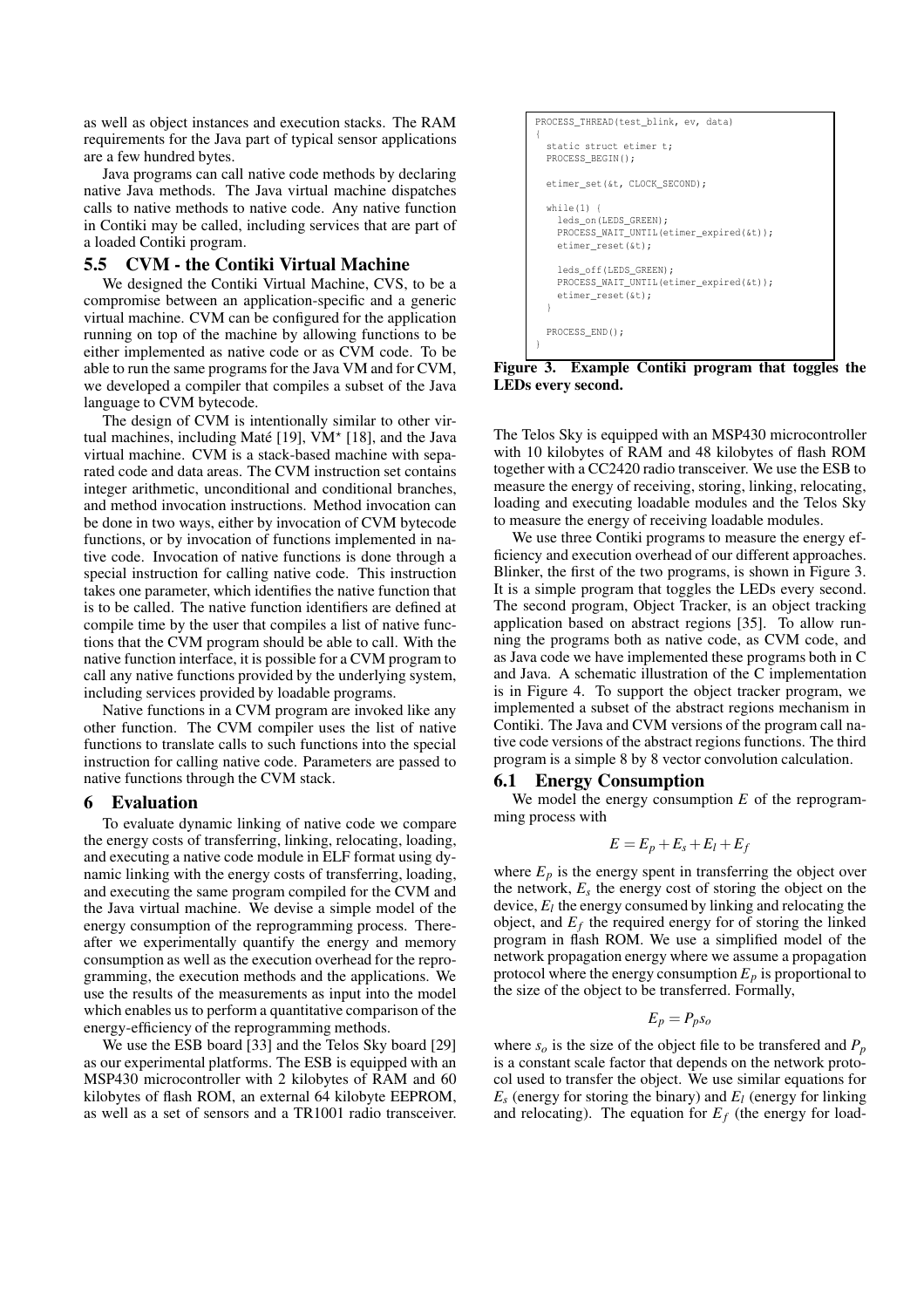as well as object instances and execution stacks. The RAM requirements for the Java part of typical sensor applications are a few hundred bytes.

Java programs can call native code methods by declaring native Java methods. The Java virtual machine dispatches calls to native methods to native code. Any native function in Contiki may be called, including services that are part of a loaded Contiki program.

## 5.5 CVM - the Contiki Virtual Machine

We designed the Contiki Virtual Machine, CVS, to be a compromise between an application-specific and a generic virtual machine. CVM can be configured for the application running on top of the machine by allowing functions to be either implemented as native code or as CVM code. To be able to run the same programs for the Java VM and for CVM, we developed a compiler that compiles a subset of the Java language to CVM bytecode.

The design of CVM is intentionally similar to other virtual machines, including Maté [19], VM* [18], and the Java virtual machine. CVM is a stack-based machine with separated code and data areas. The CVM instruction set contains integer arithmetic, unconditional and conditional branches, and method invocation instructions. Method invocation can be done in two ways, either by invocation of CVM bytecode functions, or by invocation of functions implemented in native code. Invocation of native functions is done through a special instruction for calling native code. This instruction takes one parameter, which identifies the native function that is to be called. The native function identifiers are defined at compile time by the user that compiles a list of native functions that the CVM program should be able to call. With the native function interface, it is possible for a CVM program to call any native functions provided by the underlying system, including services provided by loadable programs.

Native functions in a CVM program are invoked like any other function. The CVM compiler uses the list of native functions to translate calls to such functions into the special instruction for calling native code. Parameters are passed to native functions through the CVM stack.

# 6 Evaluation

To evaluate dynamic linking of native code we compare the energy costs of transferring, linking, relocating, loading, and executing a native code module in ELF format using dynamic linking with the energy costs of transferring, loading, and executing the same program compiled for the CVM and the Java virtual machine. We devise a simple model of the energy consumption of the reprogramming process. Thereafter we experimentally quantify the energy and memory consumption as well as the execution overhead for the reprogramming, the execution methods and the applications. We use the results of the measurements as input into the model which enables us to perform a quantitative comparison of the energy-efficiency of the reprogramming methods.

We use the ESB board [33] and the Telos Sky board [29] as our experimental platforms. The ESB is equipped with an MSP430 microcontroller with 2 kilobytes of RAM and 60 kilobytes of flash ROM, an external 64 kilobyte EEPROM, as well as a set of sensors and a TR1001 radio transceiver.

```
PROCESS_THREAD(test_blink, ev, data)
{
  static struct etimer t;
  PROCESS_BEGIN();

  etimer_set(&t, CLOCK_SECOND);

  while(1) {
    leds_on(LEDS_GREEN);
    PROCESS_WAIT_UNTIL(etimer_expired(&t));
    etimer_reset(&t);

    leds_off(LEDS_GREEN);
    PROCESS_WAIT_UNTIL(etimer_expired(&t));
    etimer_reset(&t);
  }

  PROCESS_END();
}
```

**Figure 3. Example Contiki program that toggles the LEDs every second.**

The Telos Sky is equipped with an MSP430 microcontroller with 10 kilobytes of RAM and 48 kilobytes of flash ROM together with a CC2420 radio transceiver. We use the ESB to measure the energy of receiving, storing, linking, relocating, loading and executing loadable modules and the Telos Sky to measure the energy of receiving loadable modules.

We use three Contiki programs to measure the energy efficiency and execution overhead of our different approaches. Blinker, the first of the two programs, is shown in Figure 3. It is a simple program that toggles the LEDs every second. The second program, Object Tracker, is an object tracking application based on abstract regions [35]. To allow running the programs both as native code, as CVM code, and as Java code we have implemented these programs both in C and Java. A schematic illustration of the C implementation is in Figure 4. To support the object tracker program, we implemented a subset of the abstract regions mechanism in Contiki. The Java and CVM versions of the program call native code versions of the abstract regions functions. The third program is a simple 8 by 8 vector convolution calculation.

## 6.1 Energy Consumption

We model the energy consumption $E$ of the reprogramming process with

$$E = E_p + E_s + E_l + E_f$$

where $E_p$ is the energy spent in transferring the object over the network, $E_s$ the energy cost of storing the object on the device, $E_l$ the energy consumed by linking and relocating the object, and $E_f$ the required energy for of storing the linked program in flash ROM. We use a simplified model of the network propagation energy where we assume a propagation protocol where the energy consumption $E_p$ is proportional to the size of the object to be transferred. Formally,

$$E_p = P_p s_o$$

where $s_o$ is the size of the object file to be transfered and $P_p$ is a constant scale factor that depends on the network protocol used to transfer the object. We use similar equations for $E_s$ (energy for storing the binary) and $E_l$ (energy for linking and relocating). The equation for $E_f$ (the energy for load-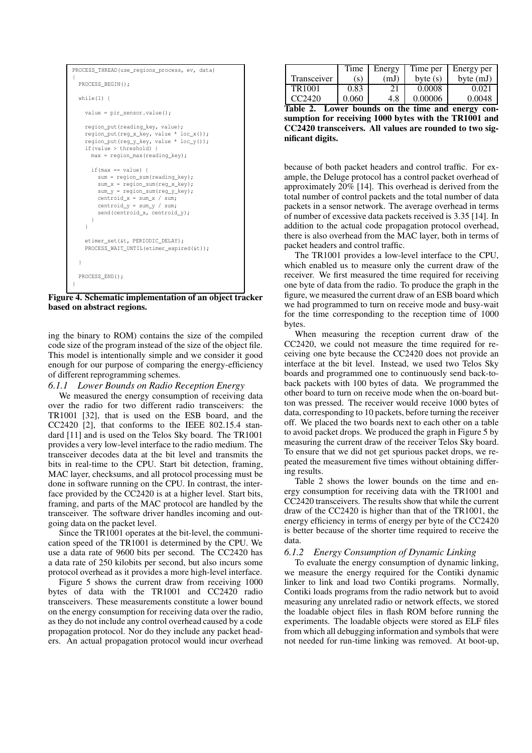```
PROCESS_THREAD(use_regions_process, ev, data)
{
  PROCESS_BEGIN();

  while(1) {

    value = pir_sensor.value();

    region_put(reading_key, value);
    region_put(reg_x_key, value * loc_x());
    region_put(reg_y_key, value * loc_y());
    if(value > threshold) {
      max = region_max(reading_key);

      if(max == value) {
        sum = region_sum(reading_key);
        sum_x = region_sum(reg_x_key);
        sum_y = region_sum(reg_y_key);
        centroid_x = sum_x / sum;
        centroid_y = sum_y / sum;
        send(centroid_x, centroid_y);
      }
    }

    etimer_set(&t, PERIODIC_DELAY);
    PROCESS_WAIT_UNTIL(etimer_expired(&t));

  }

  PROCESS_END();
}
```

**Figure 4. Schematic implementation of an object tracker based on abstract regions.**

ing the binary to ROM) contains the size of the compiled code size of the program instead of the size of the object file. This model is intentionally simple and we consider it good enough for our purpose of comparing the energy-efficiency of different reprogramming schemes.

#### *6.1.1 Lower Bounds on Radio Reception Energy*

We measured the energy consumption of receiving data over the radio for two different radio transceivers: the TR1001 [32], that is used on the ESB board, and the CC2420 [2], that conforms to the IEEE 802.15.4 standard [11] and is used on the Telos Sky board. The TR1001 provides a very low-level interface to the radio medium. The transceiver decodes data at the bit level and transmits the bits in real-time to the CPU. Start bit detection, framing, MAC layer, checksums, and all protocol processing must be done in software running on the CPU. In contrast, the interface provided by the CC2420 is at a higher level. Start bits, framing, and parts of the MAC protocol are handled by the transceiver. The software driver handles incoming and outgoing data on the packet level.

Since the TR1001 operates at the bit-level, the communication speed of the TR1001 is determined by the CPU. We use a data rate of 9600 bits per second. The CC2420 has a data rate of 250 kilobits per second, but also incurs some protocol overhead as it provides a more high-level interface.

Figure 5 shows the current draw from receiving 1000 bytes of data with the TR1001 and CC2420 radio transceivers. These measurements constitute a lower bound on the energy consumption for receiving data over the radio, as they do not include any control overhead caused by a code propagation protocol. Nor do they include any packet headers. An actual propagation protocol would incur overhead

| Transceiver | Time (s) | Energy (mJ) | Time per byte (s) | Energy per byte (mJ) |
|---|---|---|---|---|
| TR1001 | 0.83 | 21 | 0.0008 | 0.021 |
| CC2420 | 0.060 | 4.8 | 0.00006 | 0.0048 |

**Table 2. Lower bounds on the time and energy consumption for receiving 1000 bytes with the TR1001 and CC2420 transceivers. All values are rounded to two significant digits.**

because of both packet headers and control traffic. For example, the Deluge protocol has a control packet overhead of approximately 20% [14]. This overhead is derived from the total number of control packets and the total number of data packets in a sensor network. The average overhead in terms of number of excessive data packets received is 3.35 [14]. In addition to the actual code propagation protocol overhead, there is also overhead from the MAC layer, both in terms of packet headers and control traffic.

The TR1001 provides a low-level interface to the CPU, which enabled us to measure only the current draw of the receiver. We first measured the time required for receiving one byte of data from the radio. To produce the graph in the figure, we measured the current draw of an ESB board which we had programmed to turn on receive mode and busy-wait for the time corresponding to the reception time of 1000 bytes.

When measuring the reception current draw of the CC2420, we could not measure the time required for receiving one byte because the CC2420 does not provide an interface at the bit level. Instead, we used two Telos Sky boards and programmed one to continuously send back-to-back packets with 100 bytes of data. We programmed the other board to turn on receive mode when the on-board button was pressed. The receiver would receive 1000 bytes of data, corresponding to 10 packets, before turning the receiver off. We placed the two boards next to each other on a table to avoid packet drops. We produced the graph in Figure 5 by measuring the current draw of the receiver Telos Sky board. To ensure that we did not get spurious packet drops, we repeated the measurement five times without obtaining differing results.

Table 2 shows the lower bounds on the time and energy consumption for receiving data with the TR1001 and CC2420 transceivers. The results show that while the current draw of the CC2420 is higher than that of the TR1001, the energy efficiency in terms of energy per byte of the CC2420 is better because of the shorter time required to receive the data.

#### *6.1.2 Energy Consumption of Dynamic Linking*

To evaluate the energy consumption of dynamic linking, we measure the energy required for the Contiki dynamic linker to link and load two Contiki programs. Normally, Contiki loads programs from the radio network but to avoid measuring any unrelated radio or network effects, we stored the loadable object files in flash ROM before running the experiments. The loadable objects were stored as ELF files from which all debugging information and symbols that were not needed for run-time linking was removed. At boot-up,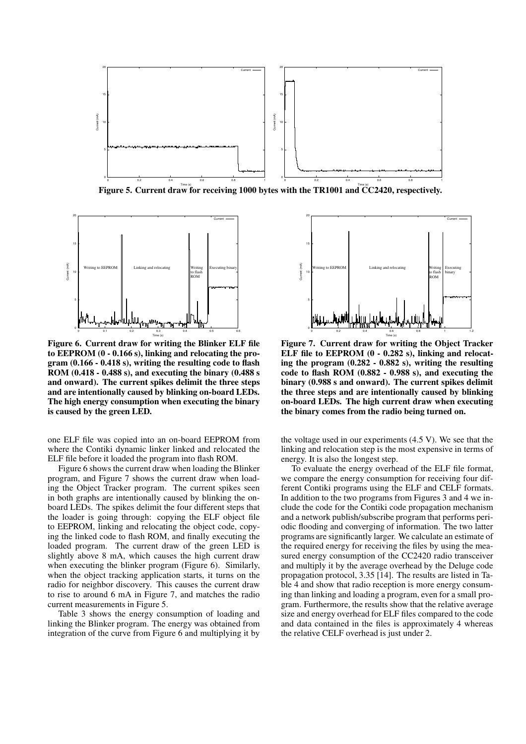Figure 5. Current draw for receiving 1000 bytes with the TR1001 and CC2420, respectively.

Figure 6. Current draw for writing the Blinker ELF file to EEPROM (0 - 0.166 s), linking and relocating the program (0.166 - 0.418 s), writing the resulting code to flash ROM (0.418 - 0.488 s), and executing the binary (0.488 s and onward). The current spikes delimit the three steps and are intentionally caused by blinking on-board LEDs. The high energy consumption when executing the binary is caused by the green LED.

Figure 7. Current draw for writing the Object Tracker ELF file to EEPROM (0 - 0.282 s), linking and relocating the program (0.282 - 0.882 s), writing the resulting code to flash ROM (0.882 - 0.988 s), and executing the binary (0.988 s and onward). The current spikes delimit the three steps and are intentionally caused by blinking on-board LEDs. The high current draw when executing the binary comes from the radio being turned on.

one ELF file was copied into an on-board EEPROM from where the Contiki dynamic linker linked and relocated the ELF file before it loaded the program into flash ROM.

Figure 6 shows the current draw when loading the Blinker program, and Figure 7 shows the current draw when loading the Object Tracker program. The current spikes seen in both graphs are intentionally caused by blinking the on-board LEDs. The spikes delimit the four different steps that the loader is going through: copying the ELF object file to EEPROM, linking and relocating the object code, copying the linked code to flash ROM, and finally executing the loaded program. The current draw of the green LED is slightly above 8 mA, which causes the high current draw when executing the blinker program (Figure 6). Similarly, when the object tracking application starts, it turns on the radio for neighbor discovery. This causes the current draw to rise to around 6 mA in Figure 7, and matches the radio current measurements in Figure 5.

Table 3 shows the energy consumption of loading and linking the Blinker program. The energy was obtained from integration of the curve from Figure 6 and multiplying it by the voltage used in our experiments (4.5 V). We see that the linking and relocation step is the most expensive in terms of energy. It is also the longest step.

To evaluate the energy overhead of the ELF file format, we compare the energy consumption for receiving four different Contiki programs using the ELF and CELF formats. In addition to the two programs from Figures 3 and 4 we include the code for the Contiki code propagation mechanism and a network publish/subscribe program that performs periodic flooding and converging of information. The two latter programs are significantly larger. We calculate an estimate of the required energy for receiving the files by using the measured energy consumption of the CC2420 radio transceiver and multiply it by the average overhead by the Deluge code propagation protocol, 3.35 [14]. The results are listed in Table 4 and show that radio reception is more energy consuming than linking and loading a program, even for a small program. Furthermore, the results show that the relative average size and energy overhead for ELF files compared to the code and data contained in the files is approximately 4 whereas the relative CELF overhead is just under 2.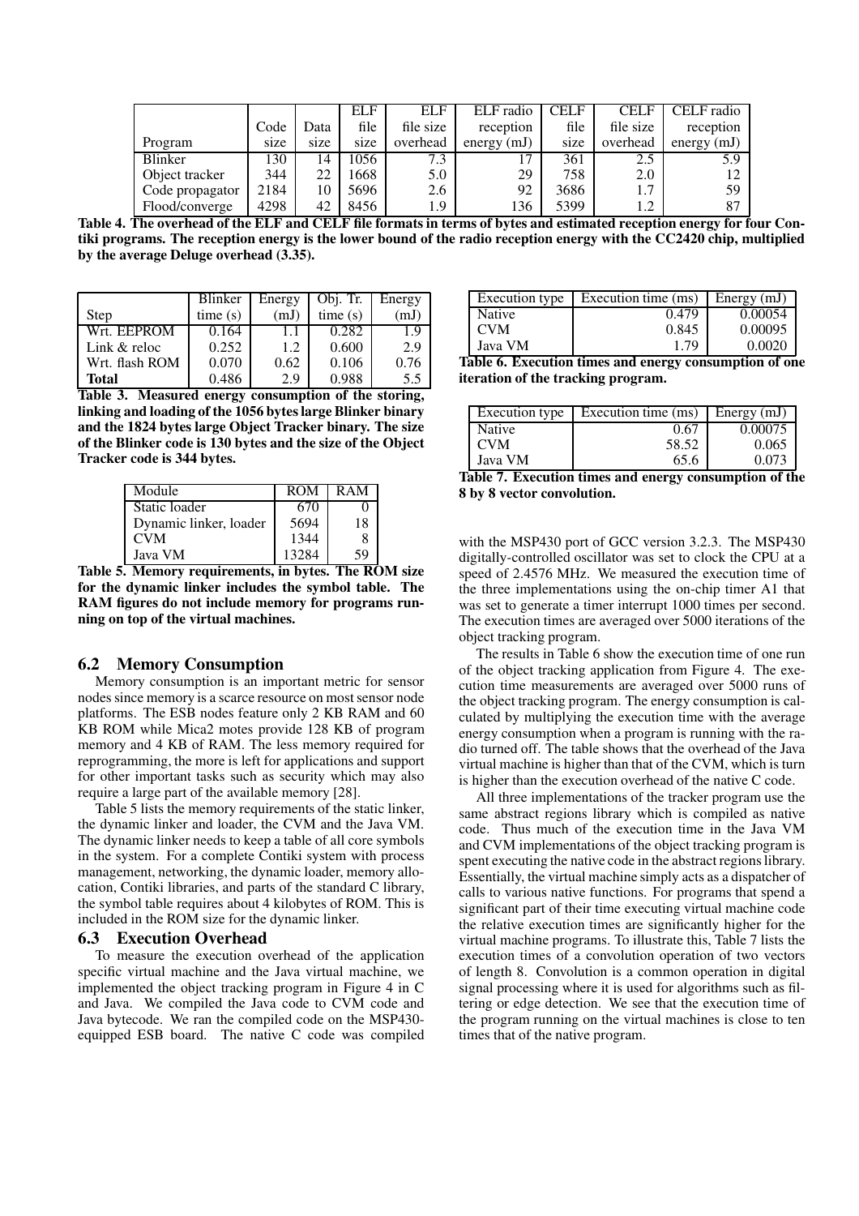| Program | Code size | Data size | ELF file size | ELF file size overhead | ELF radio reception energy (mJ) | CELF file size | CELF file size overhead | CELF radio reception energy (mJ) |
|---|---|---|---|---|---|---|---|---|
| Blinker | 130 | 14 | 1056 | 7.3 | 17 | 361 | 2.5 | 5.9 |
| Object tracker | 344 | 22 | 1668 | 5.0 | 29 | 758 | 2.0 | 12 |
| Code propagator | 2184 | 10 | 5696 | 2.6 | 92 | 3686 | 1.7 | 59 |
| Flood/converge | 4298 | 42 | 8456 | 1.9 | 136 | 5399 | 1.2 | 87 |

**Table 4. The overhead of the ELF and CELF file formats in terms of bytes and estimated reception energy for four Contiki programs. The reception energy is the lower bound of the radio reception energy with the CC2420 chip, multiplied by the average Deluge overhead (3.35).**

| Step | Blinker time (s) | Energy (mJ) | Obj. Tr. time (s) | Energy (mJ) |
|---|---|---|---|---|
| Wrt. EEPROM | 0.164 | 1.1 | 0.282 | 1.9 |
| Link & reloc | 0.252 | 1.2 | 0.600 | 2.9 |
| Wrt. flash ROM | 0.070 | 0.62 | 0.106 | 0.76 |
| **Total** | 0.486 | 2.9 | 0.988 | 5.5 |

**Table 3. Measured energy consumption of the storing, linking and loading of the 1056 bytes large Blinker binary and the 1824 bytes large Object Tracker binary. The size of the Blinker code is 130 bytes and the size of the Object Tracker code is 344 bytes.**

| Module | ROM | RAM |
|---|---|---|
| Static loader | 670 | 0 |
| Dynamic linker, loader | 5694 | 18 |
| CVM | 1344 | 8 |
| Java VM | 13284 | 59 |

**Table 5. Memory requirements, in bytes. The ROM size for the dynamic linker includes the symbol table. The RAM figures do not include memory for programs running on top of the virtual machines.**

### 6.2 Memory Consumption

Memory consumption is an important metric for sensor nodes since memory is a scarce resource on most sensor node platforms. The ESB nodes feature only 2 KB RAM and 60 KB ROM while Mica2 motes provide 128 KB of program memory and 4 KB of RAM. The less memory required for reprogramming, the more is left for applications and support for other important tasks such as security which may also require a large part of the available memory [28].

Table 5 lists the memory requirements of the static linker, the dynamic linker and loader, the CVM and the Java VM. The dynamic linker needs to keep a table of all core symbols in the system. For a complete Contiki system with process management, networking, the dynamic loader, memory allocation, Contiki libraries, and parts of the standard C library, the symbol table requires about 4 kilobytes of ROM. This is included in the ROM size for the dynamic linker.

### 6.3 Execution Overhead

To measure the execution overhead of the application specific virtual machine and the Java virtual machine, we implemented the object tracking program in Figure 4 in C and Java. We compiled the Java code to CVM code and Java bytecode. We ran the compiled code on the MSP430-equipped ESB board. The native C code was compiled with the MSP430 port of GCC version 3.2.3. The MSP430 digitally-controlled oscillator was set to clock the CPU at a speed of 2.4576 MHz. We measured the execution time of the three implementations using the on-chip timer A1 that was set to generate a timer interrupt 1000 times per second. The execution times are averaged over 5000 iterations of the object tracking program.

| Execution type | Execution time (ms) | Energy (mJ) |
|---|---|---|
| Native | 0.479 | 0.00054 |
| CVM | 0.845 | 0.00095 |
| Java VM | 1.79 | 0.0020 |

**Table 6. Execution times and energy consumption of one iteration of the tracking program.**

| Execution type | Execution time (ms) | Energy (mJ) |
|---|---|---|
| Native | 0.67 | 0.00075 |
| CVM | 58.52 | 0.065 |
| Java VM | 65.6 | 0.073 |

**Table 7. Execution times and energy consumption of the 8 by 8 vector convolution.**

The results in Table 6 show the execution time of one run of the object tracking application from Figure 4. The execution time measurements are averaged over 5000 runs of the object tracking program. The energy consumption is calculated by multiplying the execution time with the average energy consumption when a program is running with the radio turned off. The table shows that the overhead of the Java virtual machine is higher than that of the CVM, which is turn is higher than the execution overhead of the native C code.

All three implementations of the tracker program use the same abstract regions library which is compiled as native code. Thus much of the execution time in the Java VM and CVM implementations of the object tracking program is spent executing the native code in the abstract regions library. Essentially, the virtual machine simply acts as a dispatcher of calls to various native functions. For programs that spend a significant part of their time executing virtual machine code the relative execution times are significantly higher for the virtual machine programs. To illustrate this, Table 7 lists the execution times of a convolution operation of two vectors of length 8. Convolution is a common operation in digital signal processing where it is used for algorithms such as filtering or edge detection. We see that the execution time of the program running on the virtual machines is close to ten times that of the native program.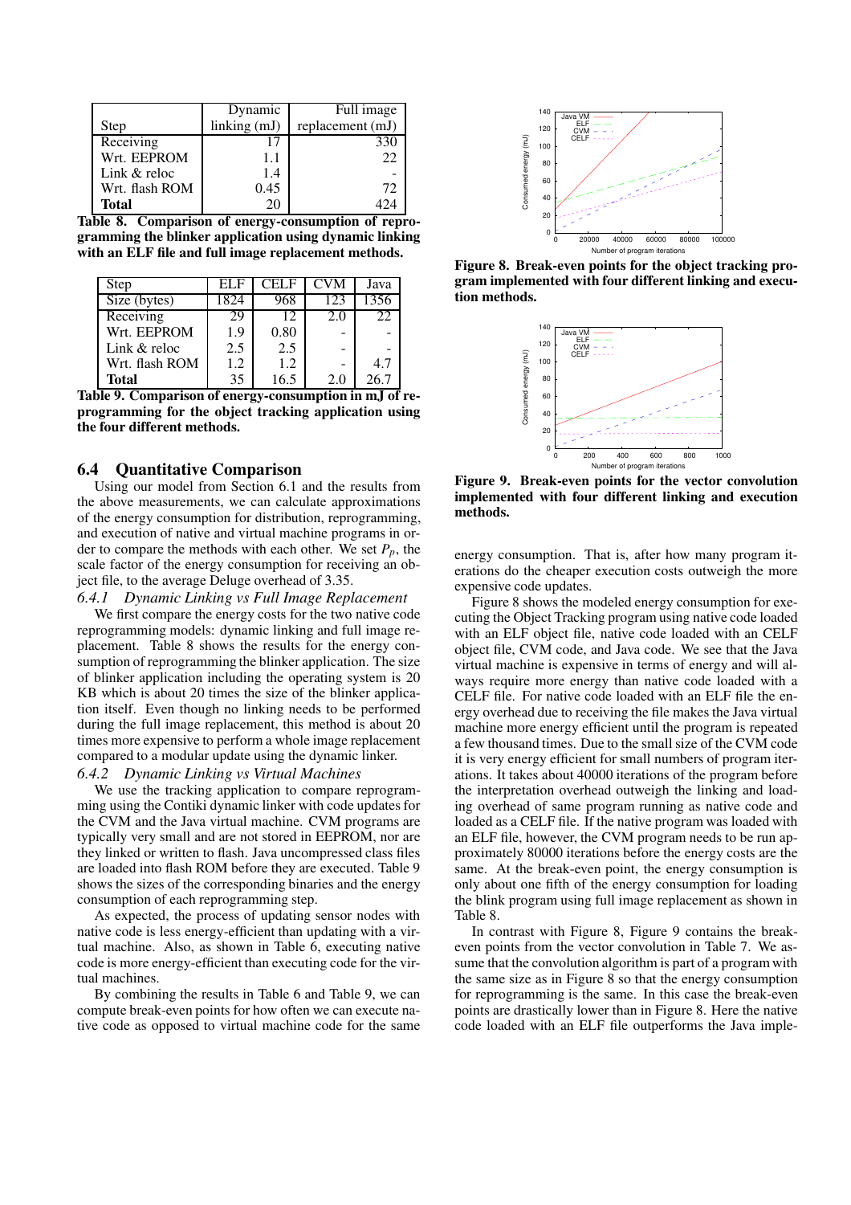| Step | Dynamic linking (mJ) | Full image replacement (mJ) |
|---|---|---|
| Receiving | 17 | 330 |
| Wrt. EEPROM | 1.1 | 22 |
| Link & reloc | 1.4 | - |
| Wrt. flash ROM | 0.45 | 72 |
| **Total** | 20 | 424 |

**Table 8. Comparison of energy-consumption of reprogramming the blinker application using dynamic linking with an ELF file and full image replacement methods.**

| Step | ELF | CELF | CVM | Java |
|---|---|---|---|---|
| Size (bytes) | 1824 | 968 | 123 | 1356 |
| Receiving | 29 | 12 | 2.0 | 22 |
| Wrt. EEPROM | 1.9 | 0.80 | - | - |
| Link & reloc | 2.5 | 2.5 | - | - |
| Wrt. flash ROM | 1.2 | 1.2 | - | 4.7 |
| **Total** | 35 | 16.5 | 2.0 | 26.7 |

**Table 9. Comparison of energy-consumption in mJ of reprogramming for the object tracking application using the four different methods.**

### 6.4 Quantitative Comparison

Using our model from Section 6.1 and the results from the above measurements, we can calculate approximations of the energy consumption for distribution, reprogramming, and execution of native and virtual machine programs in order to compare the methods with each other. We set $P_p$, the scale factor of the energy consumption for receiving an object file, to the average Deluge overhead of 3.35.

*6.4.1 Dynamic Linking vs Full Image Replacement*

We first compare the energy costs for the two native code reprogramming models: dynamic linking and full image replacement. Table 8 shows the results for the energy consumption of reprogramming the blinker application. The size of blinker application including the operating system is 20 KB which is about 20 times the size of the blinker application itself. Even though no linking needs to be performed during the full image replacement, this method is about 20 times more expensive to perform a whole image replacement compared to a modular update using the dynamic linker.

*6.4.2 Dynamic Linking vs Virtual Machines*

We use the tracking application to compare reprogramming using the Contiki dynamic linker with code updates for the CVM and the Java virtual machine. CVM programs are typically very small and are not stored in EEPROM, nor are they linked or written to flash. Java uncompressed class files are loaded into flash ROM before they are executed. Table 9 shows the sizes of the corresponding binaries and the energy consumption of each reprogramming step.

As expected, the process of updating sensor nodes with native code is less energy-efficient than updating with a virtual machine. Also, as shown in Table 6, executing native code is more energy-efficient than executing code for the virtual machines.

By combining the results in Table 6 and Table 9, we can compute break-even points for how often we can execute native code as opposed to virtual machine code for the same energy consumption. That is, after how many program iterations do the cheaper execution costs outweigh the more expensive code updates.

**Figure 8. Break-even points for the object tracking program implemented with four different linking and execution methods.**

**Figure 9. Break-even points for the vector convolution implemented with four different linking and execution methods.**

Figure 8 shows the modeled energy consumption for executing the Object Tracking program using native code loaded with an ELF object file, native code loaded with an CELF object file, CVM code, and Java code. We see that the Java virtual machine is expensive in terms of energy and will always require more energy than native code loaded with a CELF file. For native code loaded with an ELF file the energy overhead due to receiving the file makes the Java virtual machine more energy efficient until the program is repeated a few thousand times. Due to the small size of the CVM code it is very energy efficient for small numbers of program iterations. It takes about 40000 iterations of the program before the interpretation overhead outweigh the linking and loading overhead of same program running as native code and loaded as a CELF file. If the native program was loaded with an ELF file, however, the CVM program needs to be run approximately 80000 iterations before the energy costs are the same. At the break-even point, the energy consumption is only about one fifth of the energy consumption for loading the blink program using full image replacement as shown in Table 8.

In contrast with Figure 8, Figure 9 contains the break-even points from the vector convolution in Table 7. We assume that the convolution algorithm is part of a program with the same size as in Figure 8 so that the energy consumption for reprogramming is the same. In this case the break-even points are drastically lower than in Figure 8. Here the native code loaded with an ELF file outperforms the Java imple-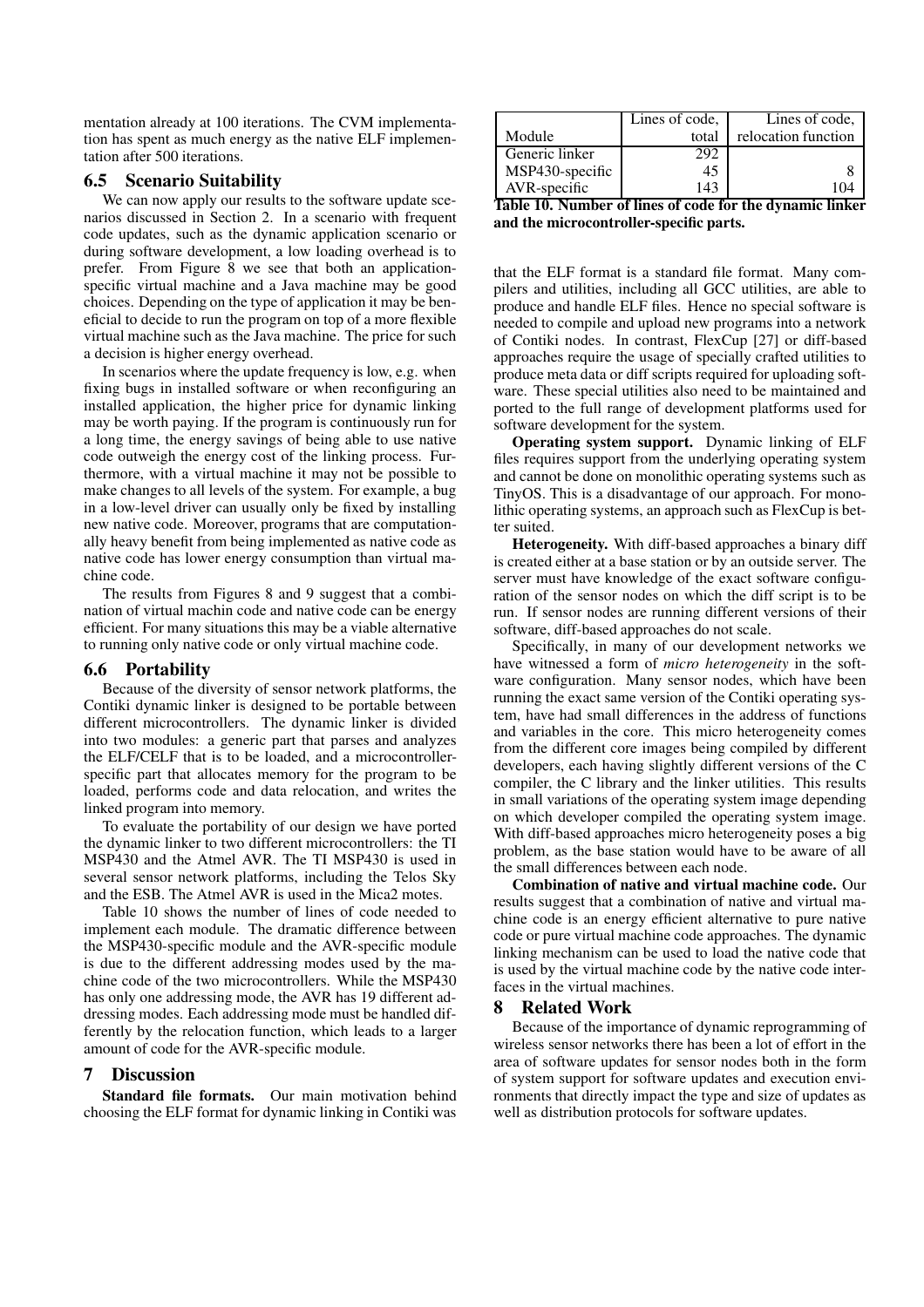mentation already at 100 iterations. The CVM implementation has spent as much energy as the native ELF implementation after 500 iterations.

### 6.5 Scenario Suitability

We can now apply our results to the software update scenarios discussed in Section 2. In a scenario with frequent code updates, such as the dynamic application scenario or during software development, a low loading overhead is to prefer. From Figure 8 we see that both an application-specific virtual machine and a Java machine may be good choices. Depending on the type of application it may be beneficial to decide to run the program on top of a more flexible virtual machine such as the Java machine. The price for such a decision is higher energy overhead.

In scenarios where the update frequency is low, e.g. when fixing bugs in installed software or when reconfiguring an installed application, the higher price for dynamic linking may be worth paying. If the program is continuously run for a long time, the energy savings of being able to use native code outweigh the energy cost of the linking process. Furthermore, with a virtual machine it may not be possible to make changes to all levels of the system. For example, a bug in a low-level driver can usually only be fixed by installing new native code. Moreover, programs that are computationally heavy benefit from being implemented as native code as native code has lower energy consumption than virtual machine code.

The results from Figures 8 and 9 suggest that a combination of virtual machin code and native code can be energy efficient. For many situations this may be a viable alternative to running only native code or only virtual machine code.

### 6.6 Portability

Because of the diversity of sensor network platforms, the Contiki dynamic linker is designed to be portable between different microcontrollers. The dynamic linker is divided into two modules: a generic part that parses and analyzes the ELF/CELF that is to be loaded, and a microcontroller-specific part that allocates memory for the program to be loaded, performs code and data relocation, and writes the linked program into memory.

To evaluate the portability of our design we have ported the dynamic linker to two different microcontrollers: the TI MSP430 and the Atmel AVR. The TI MSP430 is used in several sensor network platforms, including the Telos Sky and the ESB. The Atmel AVR is used in the Mica2 motes.

Table 10 shows the number of lines of code needed to implement each module. The dramatic difference between the MSP430-specific module and the AVR-specific module is due to the different addressing modes used by the machine code of the two microcontrollers. While the MSP430 has only one addressing mode, the AVR has 19 different addressing modes. Each addressing mode must be handled differently by the relocation function, which leads to a larger amount of code for the AVR-specific module.

| Module | Lines of code, total | Lines of code, relocation function |
|---|---|---|
| Generic linker | 292 | |
| MSP430-specific | 45 | 8 |
| AVR-specific | 143 | 104 |

**Table 10. Number of lines of code for the dynamic linker and the microcontroller-specific parts.**

## 7 Discussion

**Standard file formats.** Our main motivation behind choosing the ELF format for dynamic linking in Contiki was that the ELF format is a standard file format. Many compilers and utilities, including all GCC utilities, are able to produce and handle ELF files. Hence no special software is needed to compile and upload new programs into a network of Contiki nodes. In contrast, FlexCup [27] or diff-based approaches require the usage of specially crafted utilities to produce meta data or diff scripts required for uploading software. These special utilities also need to be maintained and ported to the full range of development platforms used for software development for the system.

**Operating system support.** Dynamic linking of ELF files requires support from the underlying operating system and cannot be done on monolithic operating systems such as TinyOS. This is a disadvantage of our approach. For monolithic operating systems, an approach such as FlexCup is better suited.

**Heterogeneity.** With diff-based approaches a binary diff is created either at a base station or by an outside server. The server must have knowledge of the exact software configuration of the sensor nodes on which the diff script is to be run. If sensor nodes are running different versions of their software, diff-based approaches do not scale.

Specifically, in many of our development networks we have witnessed a form of *micro heterogeneity* in the software configuration. Many sensor nodes, which have been running the exact same version of the Contiki operating system, have had small differences in the address of functions and variables in the core. This micro heterogeneity comes from the different core images being compiled by different developers, each having slightly different versions of the C compiler, the C library and the linker utilities. This results in small variations of the operating system image depending on which developer compiled the operating system image. With diff-based approaches micro heterogeneity poses a big problem, as the base station would have to be aware of all the small differences between each node.

**Combination of native and virtual machine code.** Our results suggest that a combination of native and virtual machine code is an energy efficient alternative to pure native code or pure virtual machine code approaches. The dynamic linking mechanism can be used to load the native code that is used by the virtual machine code by the native code interfaces in the virtual machines.

## 8 Related Work

Because of the importance of dynamic reprogramming of wireless sensor networks there has been a lot of effort in the area of software updates for sensor nodes both in the form of system support for software updates and execution environments that directly impact the type and size of updates as well as distribution protocols for software updates.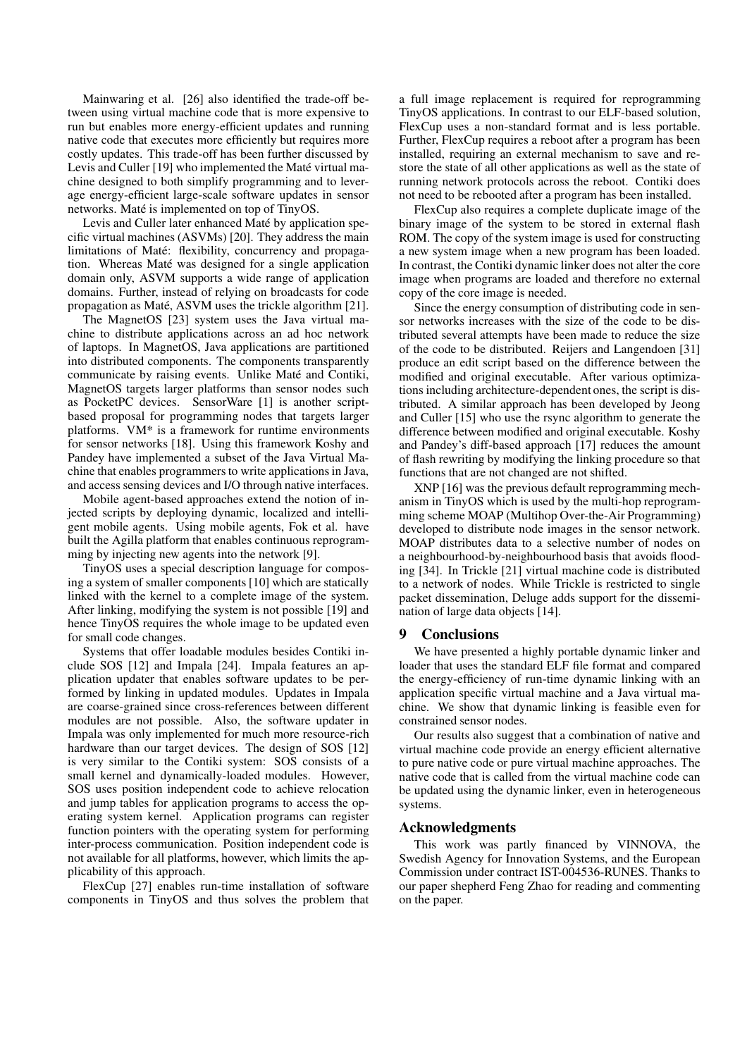Mainwaring et al. [26] also identified the trade-off between using virtual machine code that is more expensive to run but enables more energy-efficient updates and running native code that executes more efficiently but requires more costly updates. This trade-off has been further discussed by Levis and Culler [19] who implemented the Maté virtual machine designed to both simplify programming and to leverage energy-efficient large-scale software updates in sensor networks. Maté is implemented on top of TinyOS.

Levis and Culler later enhanced Maté by application specific virtual machines (ASVMs) [20]. They address the main limitations of Maté: flexibility, concurrency and propagation. Whereas Maté was designed for a single application domain only, ASVM supports a wide range of application domains. Further, instead of relying on broadcasts for code propagation as Maté, ASVM uses the trickle algorithm [21].

The MagnetOS [23] system uses the Java virtual machine to distribute applications across an ad hoc network of laptops. In MagnetOS, Java applications are partitioned into distributed components. The components transparently communicate by raising events. Unlike Maté and Contiki, MagnetOS targets larger platforms than sensor nodes such as PocketPC devices. SensorWare [1] is another script-based proposal for programming nodes that targets larger platforms. VM* is a framework for runtime environments for sensor networks [18]. Using this framework Koshy and Pandey have implemented a subset of the Java Virtual Machine that enables programmers to write applications in Java, and access sensing devices and I/O through native interfaces.

Mobile agent-based approaches extend the notion of injected scripts by deploying dynamic, localized and intelligent mobile agents. Using mobile agents, Fok et al. have built the Agilla platform that enables continuous reprogramming by injecting new agents into the network [9].

TinyOS uses a special description language for composing a system of smaller components [10] which are statically linked with the kernel to a complete image of the system. After linking, modifying the system is not possible [19] and hence TinyOS requires the whole image to be updated even for small code changes.

Systems that offer loadable modules besides Contiki include SOS [12] and Impala [24]. Impala features an application updater that enables software updates to be performed by linking in updated modules. Updates in Impala are coarse-grained since cross-references between different modules are not possible. Also, the software updater in Impala was only implemented for much more resource-rich hardware than our target devices. The design of SOS [12] is very similar to the Contiki system: SOS consists of a small kernel and dynamically-loaded modules. However, SOS uses position independent code to achieve relocation and jump tables for application programs to access the operating system kernel. Application programs can register function pointers with the operating system for performing inter-process communication. Position independent code is not available for all platforms, however, which limits the applicability of this approach.

FlexCup [27] enables run-time installation of software components in TinyOS and thus solves the problem that a full image replacement is required for reprogramming TinyOS applications. In contrast to our ELF-based solution, FlexCup uses a non-standard format and is less portable. Further, FlexCup requires a reboot after a program has been installed, requiring an external mechanism to save and restore the state of all other applications as well as the state of running network protocols across the reboot. Contiki does not need to be rebooted after a program has been installed.

FlexCup also requires a complete duplicate image of the binary image of the system to be stored in external flash ROM. The copy of the system image is used for constructing a new system image when a new program has been loaded. In contrast, the Contiki dynamic linker does not alter the core image when programs are loaded and therefore no external copy of the core image is needed.

Since the energy consumption of distributing code in sensor networks increases with the size of the code to be distributed several attempts have been made to reduce the size of the code to be distributed. Reijers and Langendoen [31] produce an edit script based on the difference between the modified and original executable. After various optimizations including architecture-dependent ones, the script is distributed. A similar approach has been developed by Jeong and Culler [15] who use the rsync algorithm to generate the difference between modified and original executable. Koshy and Pandey's diff-based approach [17] reduces the amount of flash rewriting by modifying the linking procedure so that functions that are not changed are not shifted.

XNP [16] was the previous default reprogramming mechanism in TinyOS which is used by the multi-hop reprogramming scheme MOAP (Multihop Over-the-Air Programming) developed to distribute node images in the sensor network. MOAP distributes data to a selective number of nodes on a neighbourhood-by-neighbourhood basis that avoids flooding [34]. In Trickle [21] virtual machine code is distributed to a network of nodes. While Trickle is restricted to single packet dissemination, Deluge adds support for the dissemination of large data objects [14].

## 9 Conclusions

We have presented a highly portable dynamic linker and loader that uses the standard ELF file format and compared the energy-efficiency of run-time dynamic linking with an application specific virtual machine and a Java virtual machine. We show that dynamic linking is feasible even for constrained sensor nodes.

Our results also suggest that a combination of native and virtual machine code provide an energy efficient alternative to pure native code or pure virtual machine approaches. The native code that is called from the virtual machine code can be updated using the dynamic linker, even in heterogeneous systems.

## Acknowledgments

This work was partly financed by VINNOVA, the Swedish Agency for Innovation Systems, and the European Commission under contract IST-004536-RUNES. Thanks to our paper shepherd Feng Zhao for reading and commenting on the paper.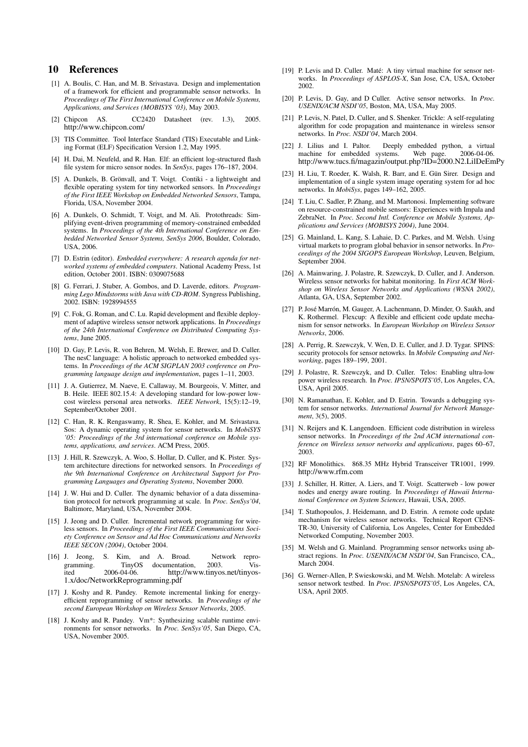## 10 References

[1] A. Boulis, C. Han, and M. B. Srivastava. Design and implementation of a framework for efficient and programmable sensor networks. In *Proceedings of The First International Conference on Mobile Systems, Applications, and Services (MOBISYS '03)*, May 2003.

[2] Chipcon AS. CC2420 Datasheet (rev. 1.3), 2005. http://www.chipcon.com/

[3] TIS Committee. Tool Interface Standard (TIS) Executable and Linking Format (ELF) Specification Version 1.2, May 1995.

[4] H. Dai, M. Neufeld, and R. Han. Elf: an efficient log-structured flash file system for micro sensor nodes. In *SenSys*, pages 176–187, 2004.

[5] A. Dunkels, B. Grönvall, and T. Voigt. Contiki - a lightweight and flexible operating system for tiny networked sensors. In *Proceedings of the First IEEE Workshop on Embedded Networked Sensors*, Tampa, Florida, USA, November 2004.

[6] A. Dunkels, O. Schmidt, T. Voigt, and M. Ali. Protothreads: Simplifying event-driven programming of memory-constrained embedded systems. In *Proceedings of the 4th International Conference on Embedded Networked Sensor Systems, SenSys 2006*, Boulder, Colorado, USA, 2006.

[7] D. Estrin (editor). *Embedded everywhere: A research agenda for networked systems of embedded computers*. National Academy Press, 1st edition, October 2001. ISBN: 0309075688

[8] G. Ferrari, J. Stuber, A. Gombos, and D. Laverde, editors. *Programming Lego Mindstorms with Java with CD-ROM*. Syngress Publishing, 2002. ISBN: 1928994555

[9] C. Fok, G. Roman, and C. Lu. Rapid development and flexible deployment of adaptive wireless sensor network applications. In *Proceedings of the 24th International Conference on Distributed Computing Systems*, June 2005.

[10] D. Gay, P. Levis, R. von Behren, M. Welsh, E. Brewer, and D. Culler. The nesC language: A holistic approach to networked embedded systems. In *Proceedings of the ACM SIGPLAN 2003 conference on Programming language design and implementation*, pages 1–11, 2003.

[11] J. A. Gutierrez, M. Naeve, E. Callaway, M. Bourgeois, V. Mitter, and B. Heile. IEEE 802.15.4: A developing standard for low-power low-cost wireless personal area networks. *IEEE Network*, 15(5):12–19, September/October 2001.

[12] C. Han, R. K. Rengaswamy, R. Shea, E. Kohler, and M. Srivastava. Sos: A dynamic operating system for sensor networks. In *MobiSYS '05: Proceedings of the 3rd international conference on Mobile systems, applications, and services*. ACM Press, 2005.

[13] J. Hill, R. Szewczyk, A. Woo, S. Hollar, D. Culler, and K. Pister. System architecture directions for networked sensors. In *Proceedings of the 9th International Conference on Architectural Support for Programming Languages and Operating Systems*, November 2000.

[14] J. W. Hui and D. Culler. The dynamic behavior of a data dissemination protocol for network programming at scale. In *Proc. SenSys'04*, Baltimore, Maryland, USA, November 2004.

[15] J. Jeong and D. Culler. Incremental network programming for wireless sensors. In *Proceedings of the First IEEE Communications Society Conference on Sensor and Ad Hoc Communications and Networks IEEE SECON (2004)*, October 2004.

[16] J. Jeong, S. Kim, and A. Broad. Network reprogramming. TinyOS documentation, 2003. Visited 2006-04-06. http://www.tinyos.net/tinyos-1.x/doc/NetworkReprogramming.pdf

[17] J. Koshy and R. Pandey. Remote incremental linking for energy-efficient reprogramming of sensor networks. In *Proceedings of the second European Workshop on Wireless Sensor Networks*, 2005.

[18] J. Koshy and R. Pandey. Vm*: Synthesizing scalable runtime environments for sensor networks. In *Proc. SenSys'05*, San Diego, CA, USA, November 2005.

[19] P. Levis and D. Culler. Maté: A tiny virtual machine for sensor networks. In *Proceedings of ASPLOS-X*, San Jose, CA, USA, October 2002.

[20] P. Levis, D. Gay, and D Culler. Active sensor networks. In *Proc. USENIX/ACM NSDI'05*, Boston, MA, USA, May 2005.

[21] P. Levis, N. Patel, D. Culler, and S. Shenker. Trickle: A self-regulating algorithm for code propagation and maintenance in wireless sensor networks. In *Proc. NSDI'04*, March 2004.

[22] J. Lilius and I. Paltor. Deeply embedded python, a virtual machine for embedded systems. Web page. 2006-04-06. http://www.tucs.fi/magazin/output.php?ID=2000.N2.LilDeEmPy

[23] H. Liu, T. Roeder, K. Walsh, R. Barr, and E. Gün Sirer. Design and implementation of a single system image operating system for ad hoc networks. In *MobiSys*, pages 149–162, 2005.

[24] T. Liu, C. Sadler, P. Zhang, and M. Martonosi. Implementing software on resource-constrained mobile sensors: Experiences with Impala and ZebraNet. In *Proc. Second Intl. Conference on Mobile Systems, Applications and Services (MOBISYS 2004)*, June 2004.

[25] G. Mainland, L. Kang, S. Lahaie, D. C. Parkes, and M. Welsh. Using virtual markets to program global behavior in sensor networks. In *Proceedings of the 2004 SIGOPS European Workshop*, Leuven, Belgium, September 2004.

[26] A. Mainwaring, J. Polastre, R. Szewczyk, D. Culler, and J. Anderson. Wireless sensor networks for habitat monitoring. In *First ACM Workshop on Wireless Sensor Networks and Applications (WSNA 2002)*, Atlanta, GA, USA, September 2002.

[27] P. José Marrón, M. Gauger, A. Lachenmann, D. Minder, O. Saukh, and K. Rothermel. Flexcup: A flexible and efficient code update mechanism for sensor networks. In *European Workshop on Wireless Sensor Networks*, 2006.

[28] A. Perrig, R. Szewczyk, V. Wen, D. E. Culler, and J. D. Tygar. SPINS: security protocols for sensor netowrks. In *Mobile Computing and Networking*, pages 189–199, 2001.

[29] J. Polastre, R. Szewczyk, and D. Culler. Telos: Enabling ultra-low power wireless research. In *Proc. IPSN/SPOTS'05*, Los Angeles, CA, USA, April 2005.

[30] N. Ramanathan, E. Kohler, and D. Estrin. Towards a debugging system for sensor networks. *International Journal for Network Management*, 3(5), 2005.

[31] N. Reijers and K. Langendoen. Efficient code distribution in wireless sensor networks. In *Proceedings of the 2nd ACM international conference on Wireless sensor networks and applications*, pages 60–67, 2003.

[32] RF Monolithics. 868.35 MHz Hybrid Transceiver TR1001, 1999. http://www.rfm.com

[33] J. Schiller, H. Ritter, A. Liers, and T. Voigt. Scatterweb - low power nodes and energy aware routing. In *Proceedings of Hawaii International Conference on System Sciences*, Hawaii, USA, 2005.

[34] T. Stathopoulos, J. Heidemann, and D. Estrin. A remote code update mechanism for wireless sensor networks. Technical Report CENS-TR-30, University of California, Los Angeles, Center for Embedded Networked Computing, November 2003.

[35] M. Welsh and G. Mainland. Programming sensor networks using abstract regions. In *Proc. USENIX/ACM NSDI'04*, San Francisco, CA,, March 2004.

[36] G. Werner-Allen, P. Swieskowski, and M. Welsh. Motelab: A wireless sensor network testbed. In *Proc. IPSN/SPOTS'05*, Los Angeles, CA, USA, April 2005.